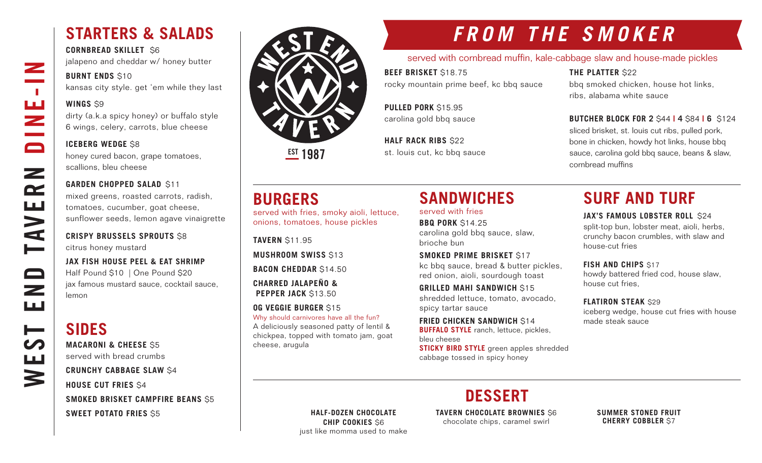# WEST END TAVERN DINE-IN

## STARTERS & SALADS

**CORNBREAD SKILLET** $6
jalapeno and cheddar w/ honey butter

**BURNT ENDS** $10
kansas city style. get 'em while they last

**WINGS** $9
dirty (a.k.a spicy honey) or buffalo style
6 wings, celery, carrots, blue cheese

**ICEBERG WEDGE** $8
honey cured bacon, grape tomatoes, scallions, bleu cheese

**GARDEN CHOPPED SALAD** $11
mixed greens, roasted carrots, radish, tomatoes, cucumber, goat cheese, sunflower seeds, lemon agave vinaigrette

**CRISPY BRUSSELS SPROUTS** $8
citrus honey mustard

**JAX FISH HOUSE PEEL & EAT SHRIMP**
Half Pound $10 | One Pound $20
jax famous mustard sauce, cocktail sauce, lemon

## SIDES

**MACARONI & CHEESE** $5
served with bread crumbs

**CRUNCHY CABBAGE SLAW** $4

**HOUSE CUT FRIES** $4

**SMOKED BRISKET CAMPFIRE BEANS** $5

**SWEET POTATO FRIES** $5

WEST END TAVERN
EST 1987

## FROM THE SMOKER

served with cornbread muffin, kale-cabbage slaw and house-made pickles

**BEEF BRISKET** $18.75
rocky mountain prime beef, kc bbq sauce

**PULLED PORK** $15.95
carolina gold bbq sauce

**HALF RACK RIBS** $22
st. louis cut, kc bbq sauce

**THE PLATTER** $22
bbq smoked chicken, house hot links, ribs, alabama white sauce

**BUTCHER BLOCK FOR 2** $44 | **4** $84 | **6** $124
sliced brisket, st. louis cut ribs, pulled pork, bone in chicken, howdy hot links, house bbq sauce, carolina gold bbq sauce, beans & slaw, cornbread muffins

## BURGERS

served with fries, smoky aioli, lettuce, onions, tomatoes, house pickles

**TAVERN** $11.95

**MUSHROOM SWISS** $13

**BACON CHEDDAR** $14.50

**CHARRED JALAPEÑO & PEPPER JACK** $13.50

**OG VEGGIE BURGER** $15
Why should carnivores have all the fun?
A deliciously seasoned patty of lentil & chickpea, topped with tomato jam, goat cheese, arugula

## SANDWICHES

served with fries

**BBQ PORK** $14.25
carolina gold bbq sauce, slaw, brioche bun

**SMOKED PRIME BRISKET** $17
kc bbq sauce, bread & butter pickles, red onion, aioli, sourdough toast

**GRILLED MAHI SANDWICH** $15
shredded lettuce, tomato, avocado, spicy tartar sauce

**FRIED CHICKEN SANDWICH** $14
**BUFFALO STYLE** ranch, lettuce, pickles, bleu cheese
**STICKY BIRD STYLE** green apples shredded cabbage tossed in spicy honey

## SURF AND TURF

**JAX'S FAMOUS LOBSTER ROLL** $24
split-top bun, lobster meat, aioli, herbs, crunchy bacon crumbles, with slaw and house-cut fries

**FISH AND CHIPS** $17
howdy battered fried cod, house slaw, house cut fries,

**FLATIRON STEAK** $29
iceberg wedge, house cut fries with house made steak sauce

## DESSERT

**HALF-DOZEN CHOCOLATE CHIP COOKIES** $6
just like momma used to make

**TAVERN CHOCOLATE BROWNIES** $6
chocolate chips, caramel swirl

**SUMMER STONED FRUIT CHERRY COBBLER** $7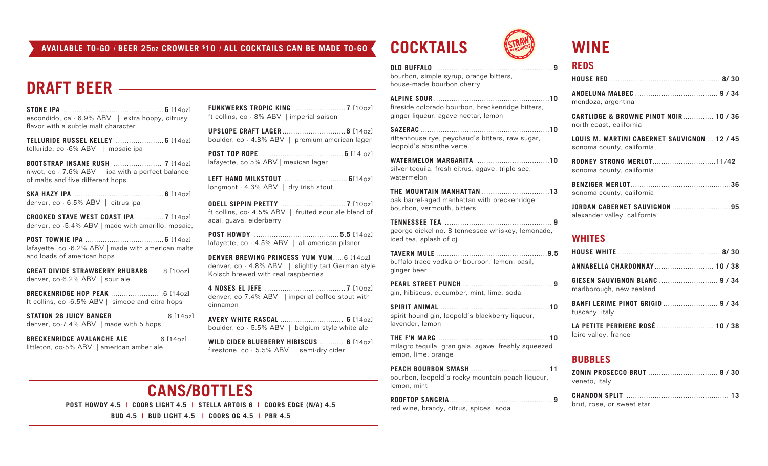**AVAILABLE TO-GO / BEER 25OZ CROWLER $10 / ALL COCKTAILS CAN BE MADE TO-GO**

## DRAFT BEER

**STONE IPA** ............ 6 [14oz]
escondido, ca · 6.9% ABV | extra hoppy, citrusy flavor with a subtle malt character

**TELLURIDE RUSSEL KELLEY** ............ 6 [14oz]
telluride, co ·6% ABV | mosaic ipa

**BOOTSTRAP INSANE RUSH** ............ 7 [14oz]
niwot, co · 7.6% ABV | ipa with a perfect balance of malts and five different hops

**SKA HAZY IPA** ............ 6 [14oz]
denver, co · 6.5% ABV | citrus ipa

**CROOKED STAVE WEST COAST IPA** ............ 7 [14oz]
denver, co ·5.4% ABV | made with amarillo, mosaic,

**POST TOWNIE IPA** ............ 6 [14oz]
lafayette, co ·6.2% ABV | made with american malts and loads of american hops

**GREAT DIVIDE STRAWBERRY RHUBARB** 8 [10oz]
denver, co·6.2% ABV | sour ale

**BRECKENRIDGE HOP PEAK** ............ .6 [14oz]
ft collins, co ·6.5% ABV | simcoe and citra hops

**STATION 26 JUICY BANGER** 6 [14oz]
denver, co·7.4% ABV | made with 5 hops

**BRECKENRIDGE AVALANCHE ALE** 6 [14oz]
littleton, co·5% ABV | american amber ale

**FUNKWERKS TROPIC KING** ............ 7 [10oz]
ft collins, co · 8% ABV | imperial saison

**UPSLOPE CRAFT LAGER** ............ 6 [14oz]
boulder, co · 4.8% ABV | premium american lager

**POST TOP ROPE** ............ 6 [14 oz]
lafayette, co 5% ABV | mexican lager

**LEFT HAND MILKSTOUT** ............ 6[14oz]
longmont · 4.3% ABV | dry irish stout

**ODELL SIPPIN PRETTY** ............ 7 [10oz]
ft collins, co· 4.5% ABV | fruited sour ale blend of acai, guava, elderberry

**POST HOWDY** ............ 5.5 [14oz]
lafayette, co · 4.5% ABV | all american pilsner

**DENVER BREWING PRINCESS YUM YUM**.....6 [14oz]
denver, co · 4.8% ABV | slightly tart German style Kolsch brewed with real raspberries

**4 NOSES EL JEFE** ............ 7 [10oz]
denver, co 7.4% ABV | imperial coffee stout with cinnamon

**AVERY WHITE RASCAL** ............ 6 [14oz]
boulder, co · 5.5% ABV | belgium style white ale

**WILD CIDER BLUEBERRY HIBISCUS** ............ 6 [14oz]
firestone, co · 5.5% ABV | semi-dry cider

## CANS/BOTTLES

**POST HOWDY 4.5 | COORS LIGHT 4.5 | STELLA ARTOIS 6 | COORS EDGE (N/A) 4.5**

**BUD 4.5 | BUD LIGHT 4.5 | COORS OG 4.5 | PBR 4.5**

## COCKTAILS

STRAW BY REQUEST

**OLD BUFFALO** ............ 9
bourbon, simple syrup, orange bitters, house-made bourbon cherry

**ALPINE SOUR** ............ 10
fireside colorado bourbon, breckenridge bitters, ginger liqueur, agave nectar, lemon

**SAZERAC** ............ 10
rittenhouse rye, peychaud's bitters, raw sugar, leopold's absinthe verte

**WATERMELON MARGARITA** ............ 10
silver tequila, fresh citrus, agave, triple sec, watermelon

**THE MOUNTAIN MANHATTAN** ............ 13
oak barrel-aged manhattan with breckenridge bourbon, vermouth, bitters

**TENNESSEE TEA** ............ 9
george dickel no. 8 tennessee whiskey, lemonade, iced tea, splash of oj

**TAVERN MULE** ............ 9.5
buffalo trace vodka or bourbon, lemon, basil, ginger beer

**PEARL STREET PUNCH** ............ 9
gin, hibiscus, cucumber, mint, lime, soda

**SPIRIT ANIMAL** ............ 10
spirit hound gin, leopold's blackberry liqueur, lavender, lemon

**THE F'N MARG** ............ 10
milagro tequila, gran gala, agave, freshly squeezed lemon, lime, orange

**PEACH BOURBON SMASH** ............ 11
bourbon, leopold's rocky mountain peach liqueur, lemon, mint

**ROOFTOP SANGRIA** ............ 9
red wine, brandy, citrus, spices, soda

## WINE

### REDS

**HOUSE RED** ............ 8/ 30

**ANDELUNA MALBEC** ............ 9 / 34
mendoza, argentina

**CARTLIDGE & BROWNE PINOT NOIR** ............ 10 / 36
north coast, california

**LOUIS M. MARTINI CABERNET SAUVIGNON** ... 12 / 45
sonoma county, california

**RODNEY STRONG MERLOT** ............ 11/42
sonoma county, california

**BENZIGER MERLOT** ............ 36
sonoma county, california

**JORDAN CABERNET SAUVIGNON** ............ 95
alexander valley, california

### WHITES

**HOUSE WHITE** ............ 8/ 30

**ANNABELLA CHARDONNAY** ............ 10 / 38

**GIESEN SAUVIGNON BLANC** ............ 9 / 34
marlborough, new zealand

**BANFI LERIME PINOT GRIGIO** ............ 9 / 34
tuscany, italy

**LA PETITE PERRIERE ROSÉ** ............ 10 / 38
loire valley, france

### BUBBLES

**ZONIN PROSECCO BRUT** ............ 8 / 30
veneto, italy

**CHANDON SPLIT** ............ 13
brut, rose, or sweet star